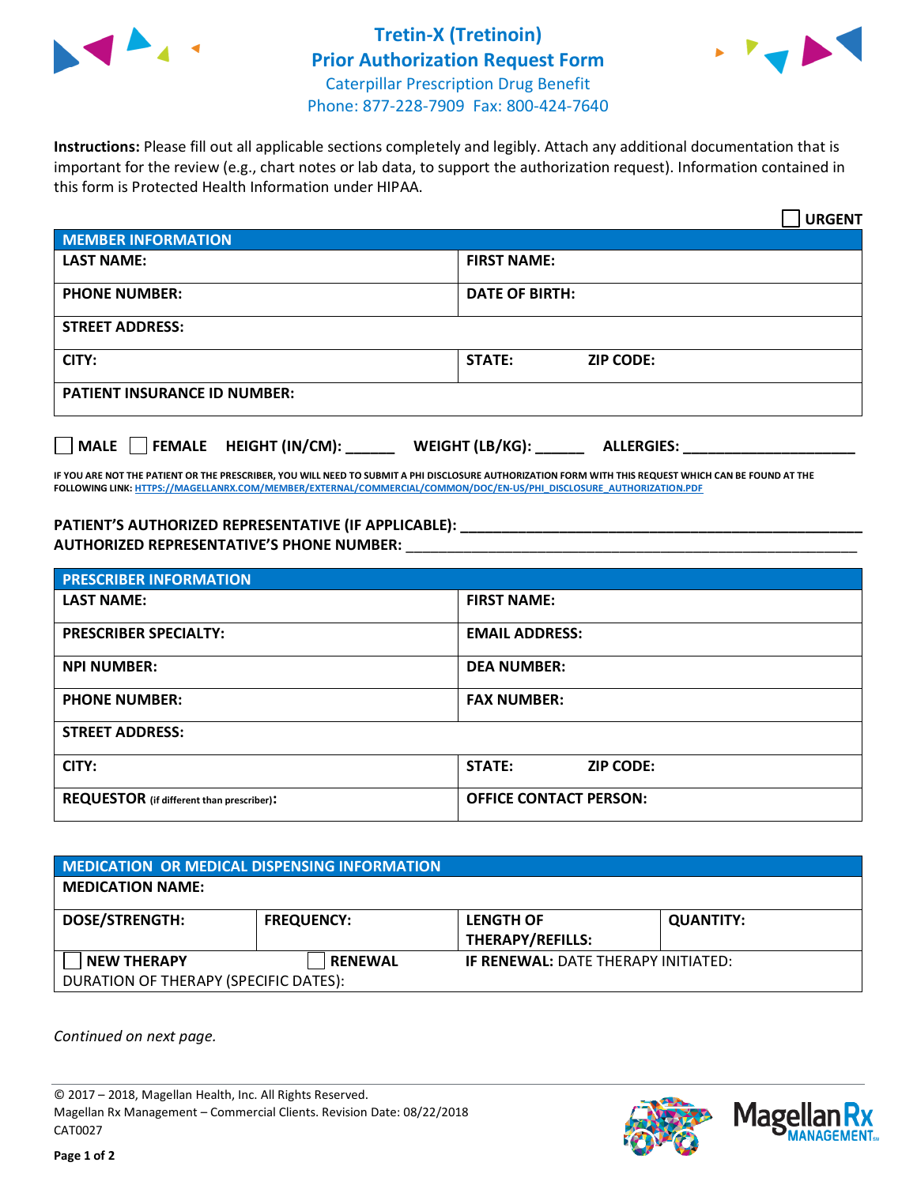# Tretin-X (Tretinoin)
# Prior Authorization Request Form

Caterpillar Prescription Drug Benefit
Phone: 877-228-7909 Fax: 800-424-7640

**Instructions:** Please fill out all applicable sections completely and legibly. Attach any additional documentation that is important for the review (e.g., chart notes or lab data, to support the authorization request). Information contained in this form is Protected Health Information under HIPAA.

☐ **URGENT**

| **MEMBER INFORMATION** | | |
|---|---|---|
| **LAST NAME:** | **FIRST NAME:** | |
| **PHONE NUMBER:** | **DATE OF BIRTH:** | |
| **STREET ADDRESS:** | | |
| **CITY:** | **STATE:** | **ZIP CODE:** |
| **PATIENT INSURANCE ID NUMBER:** | | |

☐ **MALE** ☐ **FEMALE** **HEIGHT (IN/CM):** ______ **WEIGHT (LB/KG):** ______ **ALLERGIES:** ____________________

**IF YOU ARE NOT THE PATIENT OR THE PRESCRIBER, YOU WILL NEED TO SUBMIT A PHI DISCLOSURE AUTHORIZATION FORM WITH THIS REQUEST WHICH CAN BE FOUND AT THE FOLLOWING LINK: HTTPS://MAGELLANRX.COM/MEMBER/EXTERNAL/COMMERCIAL/COMMON/DOC/EN-US/PHI_DISCLOSURE_AUTHORIZATION.PDF**

**PATIENT'S AUTHORIZED REPRESENTATIVE (IF APPLICABLE):** ____________________________________________
**AUTHORIZED REPRESENTATIVE'S PHONE NUMBER:** ____________________________________________

| **PRESCRIBER INFORMATION** | | |
|---|---|---|
| **LAST NAME:** | **FIRST NAME:** | |
| **PRESCRIBER SPECIALTY:** | **EMAIL ADDRESS:** | |
| **NPI NUMBER:** | **DEA NUMBER:** | |
| **PHONE NUMBER:** | **FAX NUMBER:** | |
| **STREET ADDRESS:** | | |
| **CITY:** | **STATE:** | **ZIP CODE:** |
| **REQUESTOR** (if different than prescriber)**:** | **OFFICE CONTACT PERSON:** | |

| **MEDICATION OR MEDICAL DISPENSING INFORMATION** | | | |
|---|---|---|---|
| **MEDICATION NAME:** | | | |
| **DOSE/STRENGTH:** | **FREQUENCY:** | **LENGTH OF THERAPY/REFILLS:** | **QUANTITY:** |
| ☐ **NEW THERAPY** | ☐ **RENEWAL** | **IF RENEWAL:** DATE THERAPY INITIATED: | |
| DURATION OF THERAPY (SPECIFIC DATES): | | | |

*Continued on next page.*

© 2017 – 2018, Magellan Health, Inc. All Rights Reserved.
Magellan Rx Management – Commercial Clients. Revision Date: 08/22/2018
CAT0027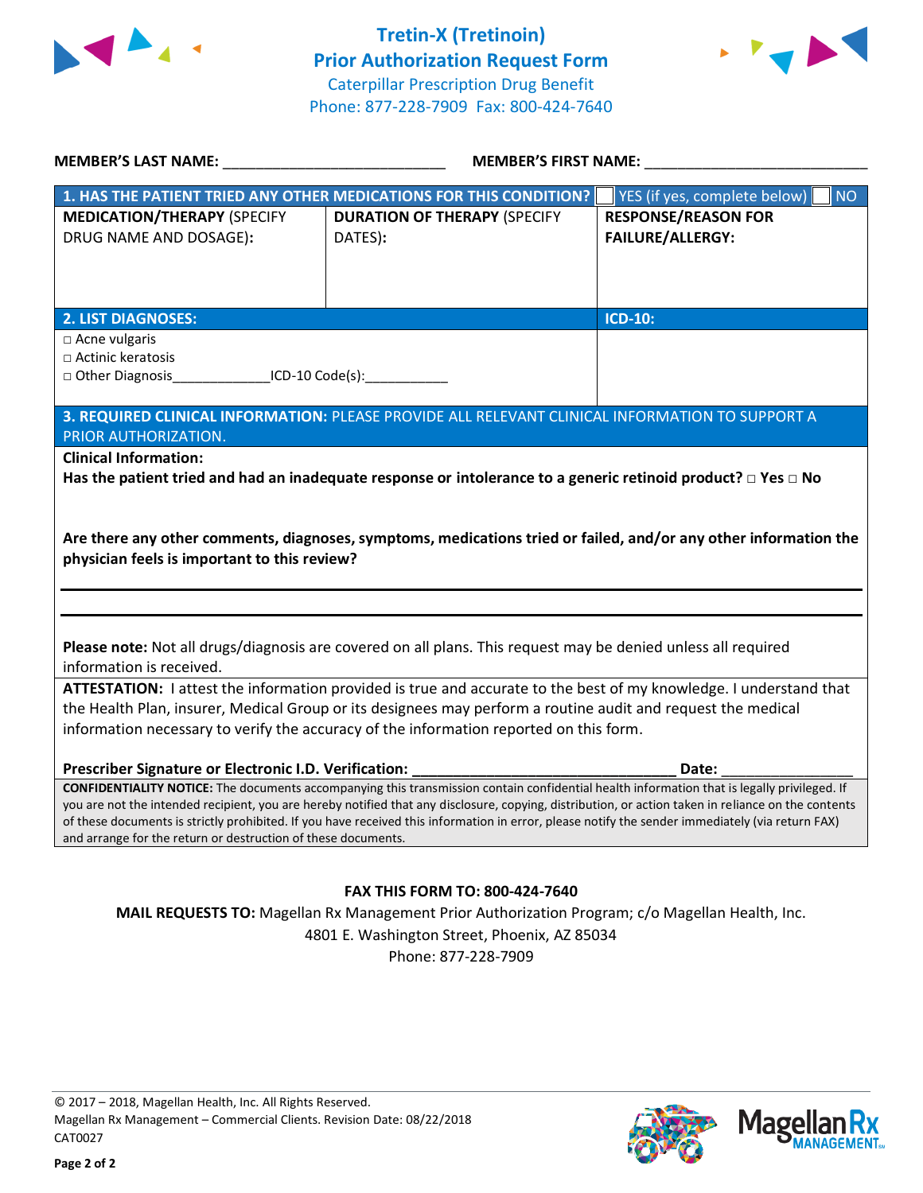# Tretin-X (Tretinoin)
# Prior Authorization Request Form

Caterpillar Prescription Drug Benefit
Phone: 877-228-7909 Fax: 800-424-7640

**MEMBER'S LAST NAME:** ___________________________ **MEMBER'S FIRST NAME:** ___________________________

**1. HAS THE PATIENT TRIED ANY OTHER MEDICATIONS FOR THIS CONDITION?** ☐ YES (if yes, complete below) ☐ NO

| **MEDICATION/THERAPY** (SPECIFY DRUG NAME AND DOSAGE): | **DURATION OF THERAPY** (SPECIFY DATES): | **RESPONSE/REASON FOR FAILURE/ALLERGY:** |
|---|---|---|
| | | |

| **2. LIST DIAGNOSES:** | **ICD-10:** |
|---|---|
| □ Acne vulgaris<br>□ Actinic keratosis<br>□ Other Diagnosis_____________ICD-10 Code(s):___________ | |

**3. REQUIRED CLINICAL INFORMATION:** PLEASE PROVIDE ALL RELEVANT CLINICAL INFORMATION TO SUPPORT A PRIOR AUTHORIZATION.

**Clinical Information:**

**Has the patient tried and had an inadequate response or intolerance to a generic retinoid product?** □ **Yes** □ **No**

**Are there any other comments, diagnoses, symptoms, medications tried or failed, and/or any other information the physician feels is important to this review?**

_______________________________________________________________________________

_______________________________________________________________________________

**Please note:** Not all drugs/diagnosis are covered on all plans. This request may be denied unless all required information is received.

**ATTESTATION:** I attest the information provided is true and accurate to the best of my knowledge. I understand that the Health Plan, insurer, Medical Group or its designees may perform a routine audit and request the medical information necessary to verify the accuracy of the information reported on this form.

**Prescriber Signature or Electronic I.D. Verification:** _________________________________ **Date:** ________________

**CONFIDENTIALITY NOTICE:** The documents accompanying this transmission contain confidential health information that is legally privileged. If you are not the intended recipient, you are hereby notified that any disclosure, copying, distribution, or action taken in reliance on the contents of these documents is strictly prohibited. If you have received this information in error, please notify the sender immediately (via return FAX) and arrange for the return or destruction of these documents.

**FAX THIS FORM TO: 800-424-7640**

**MAIL REQUESTS TO:** Magellan Rx Management Prior Authorization Program; c/o Magellan Health, Inc.
4801 E. Washington Street, Phoenix, AZ 85034
Phone: 877-228-7909

© 2017 – 2018, Magellan Health, Inc. All Rights Reserved.
Magellan Rx Management – Commercial Clients. Revision Date: 08/22/2018
CAT0027